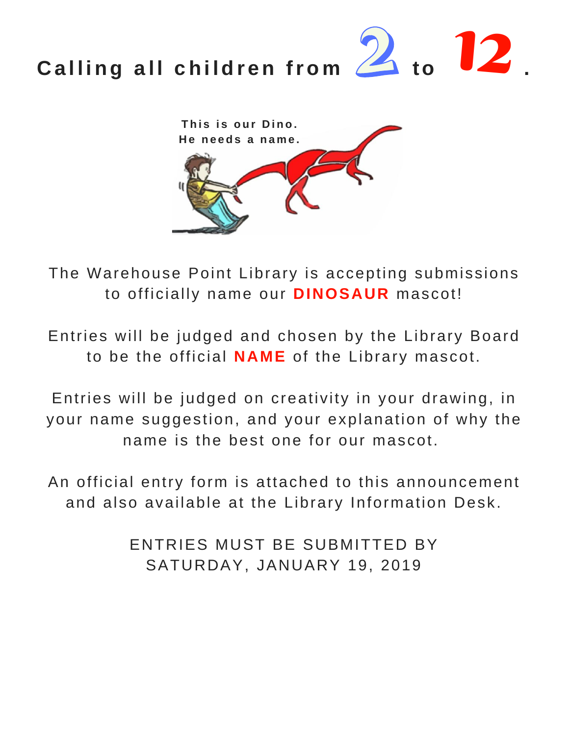# Calling all children from 2 to 12.

**This is our Dino.**
**He needs a name.**

The Warehouse Point Library is accepting submissions to officially name our **DINOSAUR** mascot!

Entries will be judged and chosen by the Library Board to be the official **NAME** of the Library mascot.

Entries will be judged on creativity in your drawing, in your name suggestion, and your explanation of why the name is the best one for our mascot.

An official entry form is attached to this announcement and also available at the Library Information Desk.

ENTRIES MUST BE SUBMITTED BY SATURDAY, JANUARY 19, 2019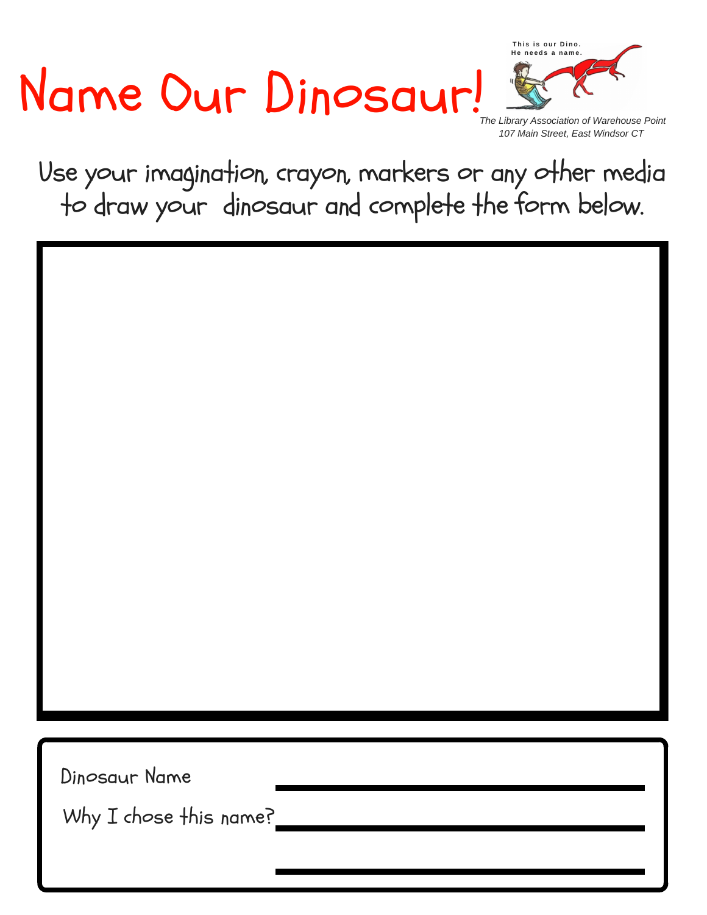# Name Our Dinosaur!

This is our Dino.
He needs a name.

*The Library Association of Warehouse Point*
*107 Main Street, East Windsor CT*

Use your imagination, crayon, markers or any other media to draw your dinosaur and complete the form below.

Dinosaur Name ____________________________________________

Why I chose this name? ____________________________________________

____________________________________________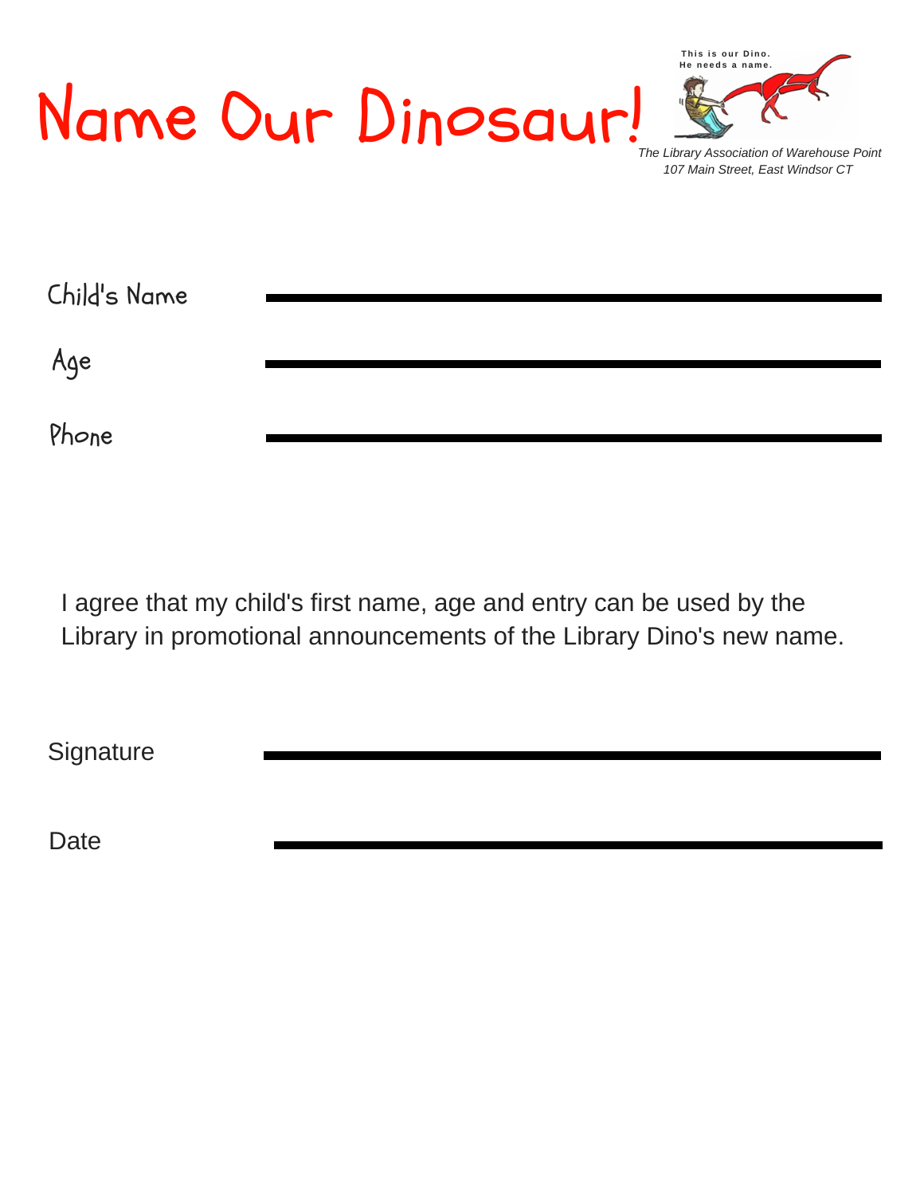# Name Our Dinosaur!

This is our Dino.
He needs a name.

*The Library Association of Warehouse Point*
*107 Main Street, East Windsor CT*

Child's Name ______________________________

Age ______________________________

Phone ______________________________

I agree that my child's first name, age and entry can be used by the Library in promotional announcements of the Library Dino's new name.

Signature ______________________________

Date ______________________________